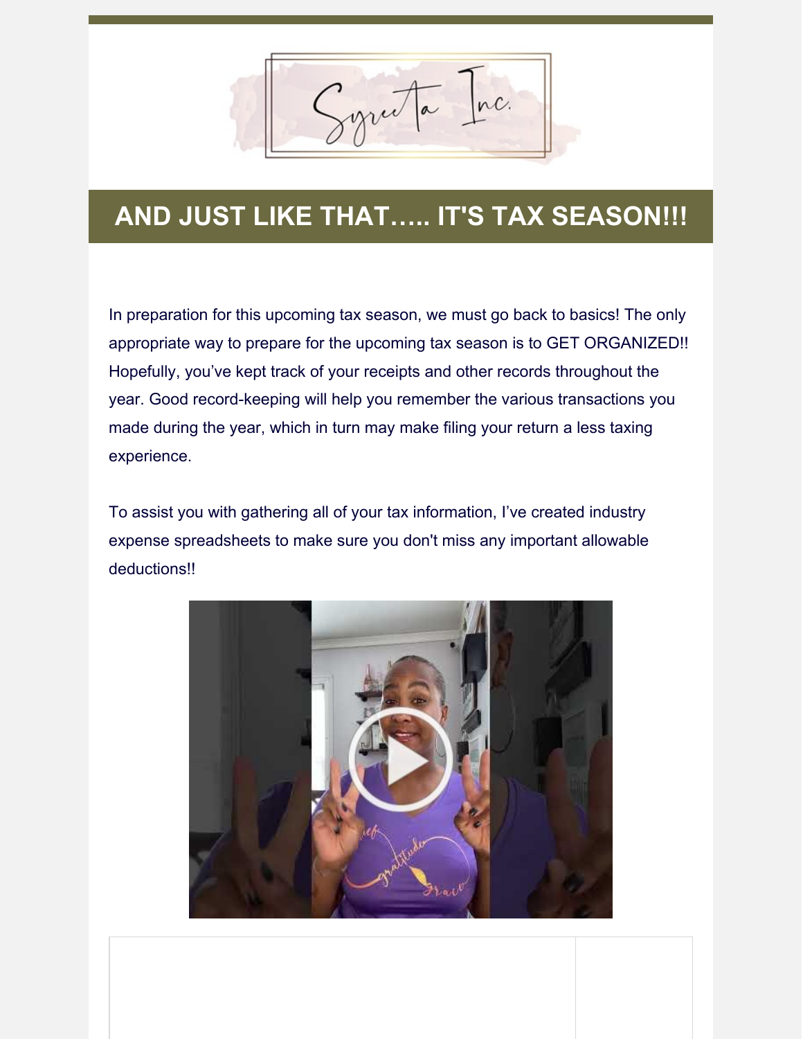# AND JUST LIKE THAT….. IT'S TAX SEASON!!!

In preparation for this upcoming tax season, we must go back to basics! The only appropriate way to prepare for the upcoming tax season is to GET ORGANIZED!! Hopefully, you've kept track of your receipts and other records throughout the year. Good record-keeping will help you remember the various transactions you made during the year, which in turn may make filing your return a less taxing experience.

To assist you with gathering all of your tax information, I've created industry expense spreadsheets to make sure you don't miss any important allowable deductions!!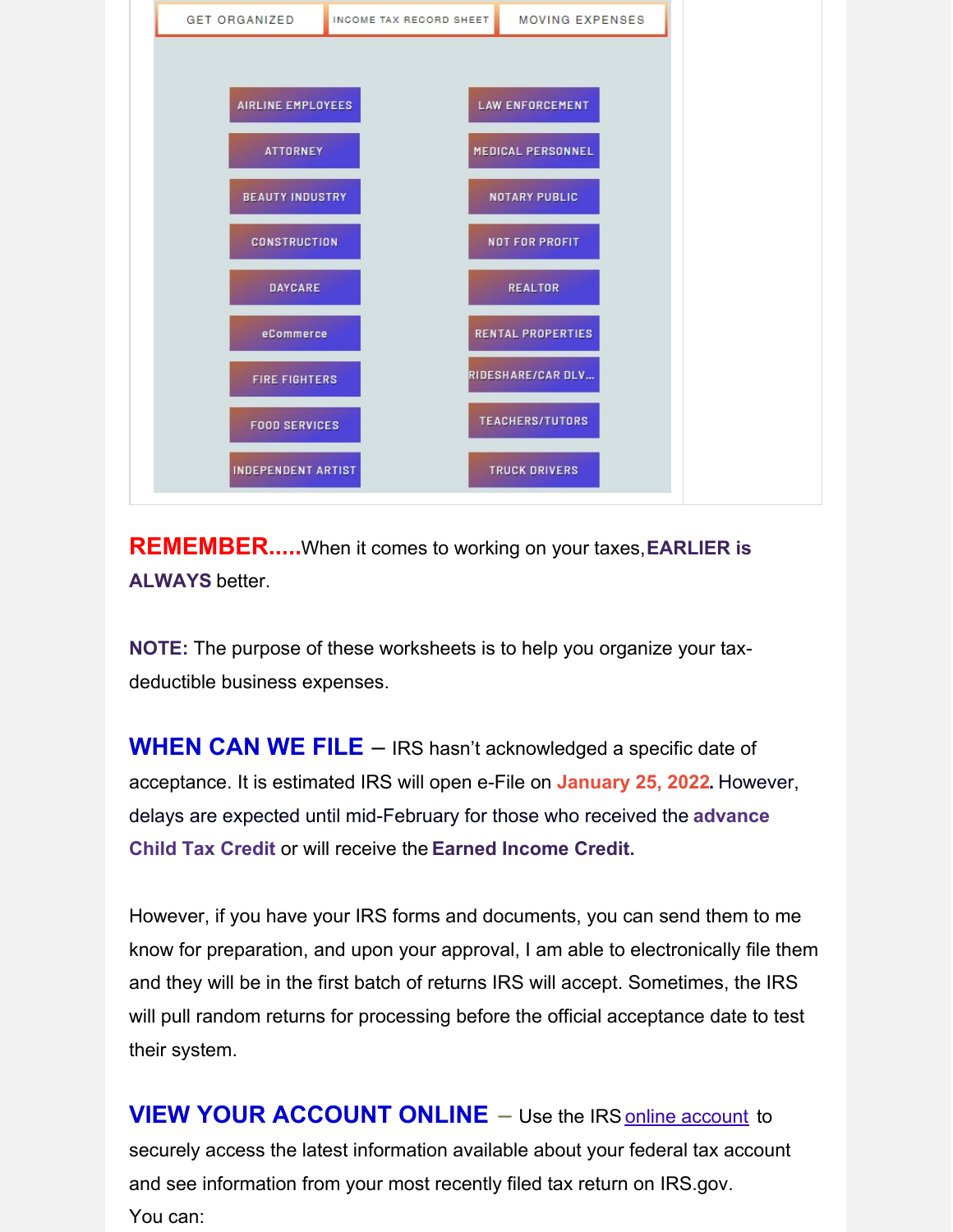GET ORGANIZED | INCOME TAX RECORD SHEET | MOVING EXPENSES

| | |
|---|---|
| AIRLINE EMPLOYEES | LAW ENFORCEMENT |
| ATTORNEY | MEDICAL PERSONNEL |
| BEAUTY INDUSTRY | NOTARY PUBLIC |
| CONSTRUCTION | NOT FOR PROFIT |
| DAYCARE | REALTOR |
| eCommerce | RENTAL PROPERTIES |
| FIRE FIGHTERS | RIDESHARE/CAR DLV... |
| FOOD SERVICES | TEACHERS/TUTORS |
| INDEPENDENT ARTIST | TRUCK DRIVERS |

**REMEMBER.....**When it comes to working on your taxes, **EARLIER is ALWAYS** better.

**NOTE:** The purpose of these worksheets is to help you organize your tax-deductible business expenses.

**WHEN CAN WE FILE** – IRS hasn't acknowledged a specific date of acceptance. It is estimated IRS will open e-File on **January 25, 2022**. However, delays are expected until mid-February for those who received the **advance Child Tax Credit** or will receive the **Earned Income Credit.**

However, if you have your IRS forms and documents, you can send them to me know for preparation, and upon your approval, I am able to electronically file them and they will be in the first batch of returns IRS will accept. Sometimes, the IRS will pull random returns for processing before the official acceptance date to test their system.

**VIEW YOUR ACCOUNT ONLINE** – Use the IRS online account to securely access the latest information available about your federal tax account and see information from your most recently filed tax return on IRS.gov.
You can: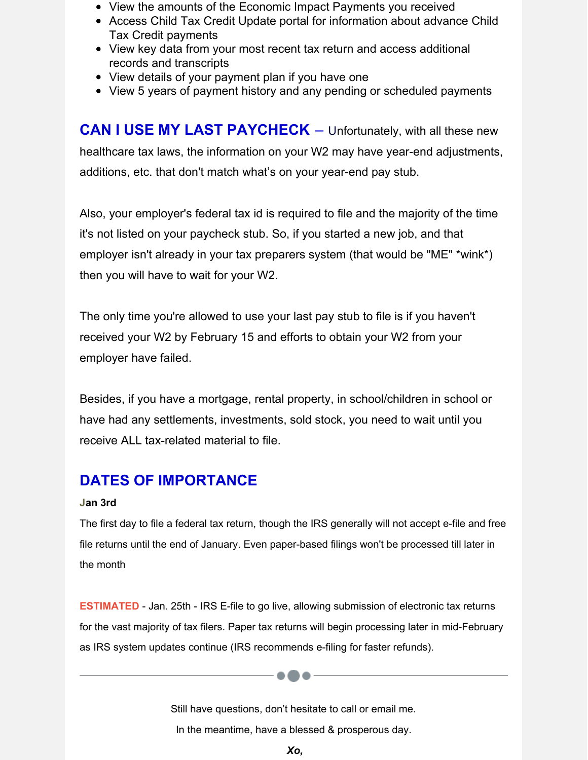- View the amounts of the Economic Impact Payments you received
- Access Child Tax Credit Update portal for information about advance Child Tax Credit payments
- View key data from your most recent tax return and access additional records and transcripts
- View details of your payment plan if you have one
- View 5 years of payment history and any pending or scheduled payments

**CAN I USE MY LAST PAYCHECK** – Unfortunately, with all these new healthcare tax laws, the information on your W2 may have year-end adjustments, additions, etc. that don't match what's on your year-end pay stub.

Also, your employer's federal tax id is required to file and the majority of the time it's not listed on your paycheck stub. So, if you started a new job, and that employer isn't already in your tax preparers system (that would be "ME" *wink*) then you will have to wait for your W2.

The only time you're allowed to use your last pay stub to file is if you haven't received your W2 by February 15 and efforts to obtain your W2 from your employer have failed.

Besides, if you have a mortgage, rental property, in school/children in school or have had any settlements, investments, sold stock, you need to wait until you receive ALL tax-related material to file.

## DATES OF IMPORTANCE

**Jan 3rd**

The first day to file a federal tax return, though the IRS generally will not accept e-file and free file returns until the end of January. Even paper-based filings won't be processed till later in the month

**ESTIMATED** - Jan. 25th - IRS E-file to go live, allowing submission of electronic tax returns for the vast majority of tax filers. Paper tax returns will begin processing later in mid-February as IRS system updates continue (IRS recommends e-filing for faster refunds).

---

Still have questions, don't hesitate to call or email me.

In the meantime, have a blessed & prosperous day.

***Xo,***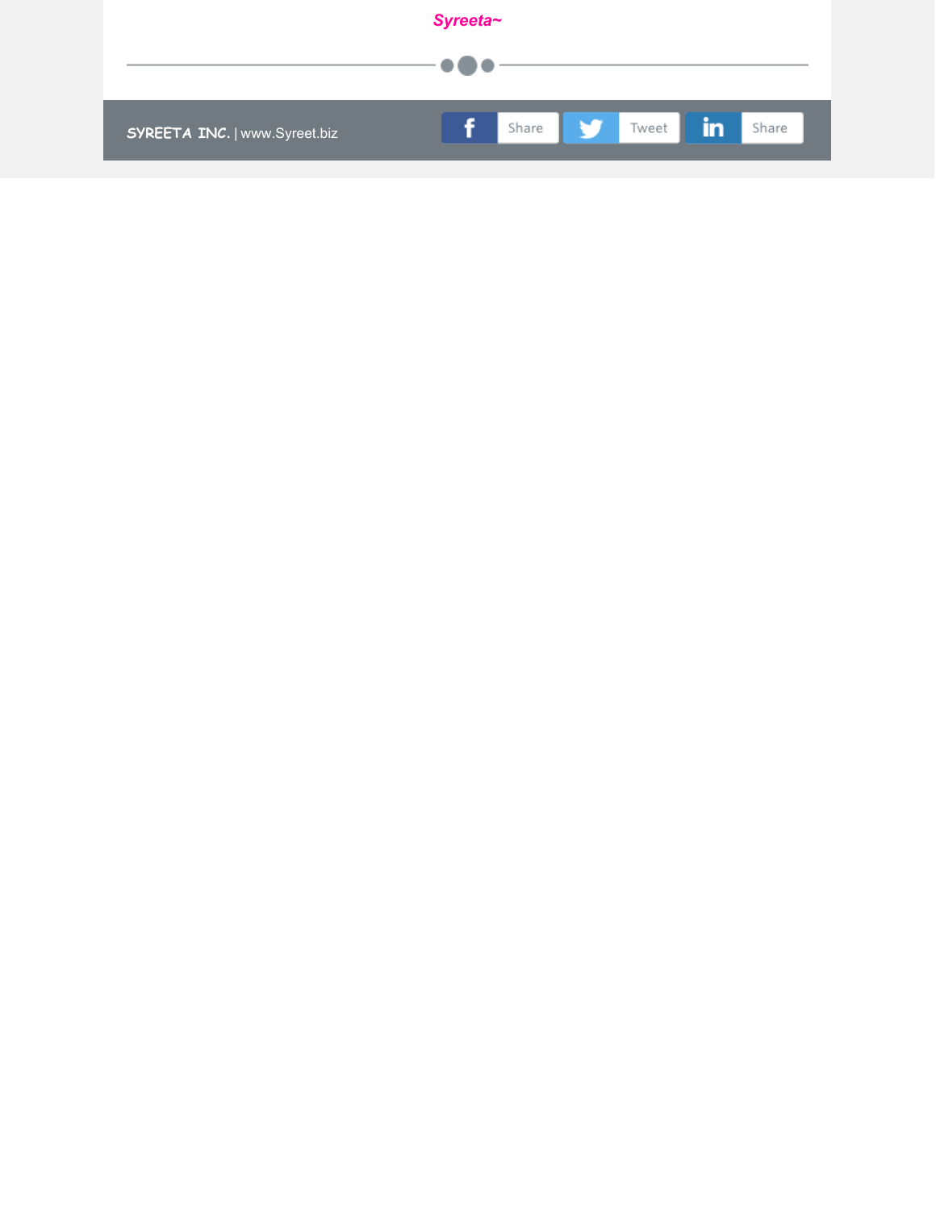*Syreeta~*

**SYREETA INC.** | www.Syreet.biz

Share Tweet Share